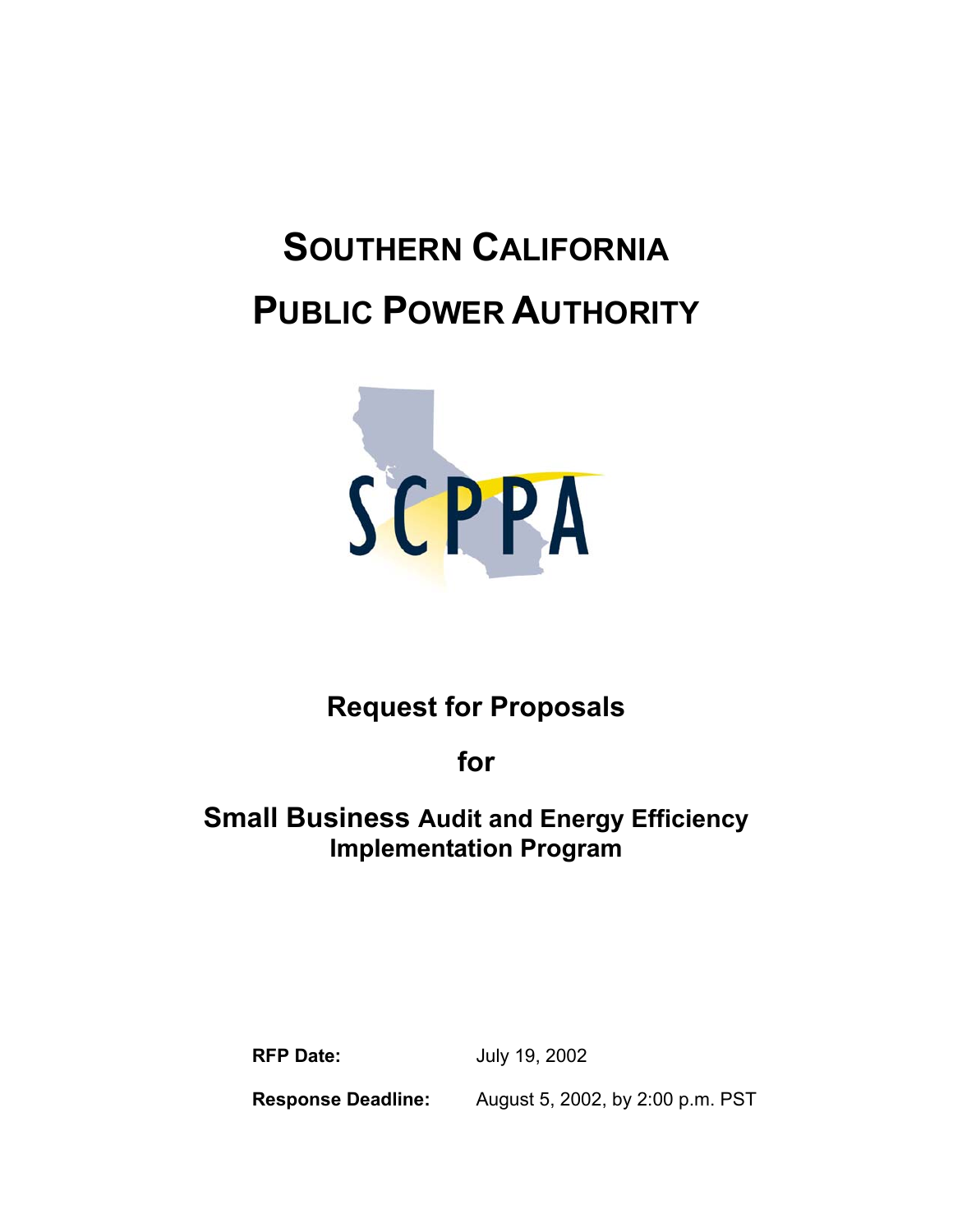# Southern California Public Power Authority

SCPPA

## Request for Proposals

## for

## Small Business Audit and Energy Efficiency Implementation Program

**RFP Date:** July 19, 2002

**Response Deadline:** August 5, 2002, by 2:00 p.m. PST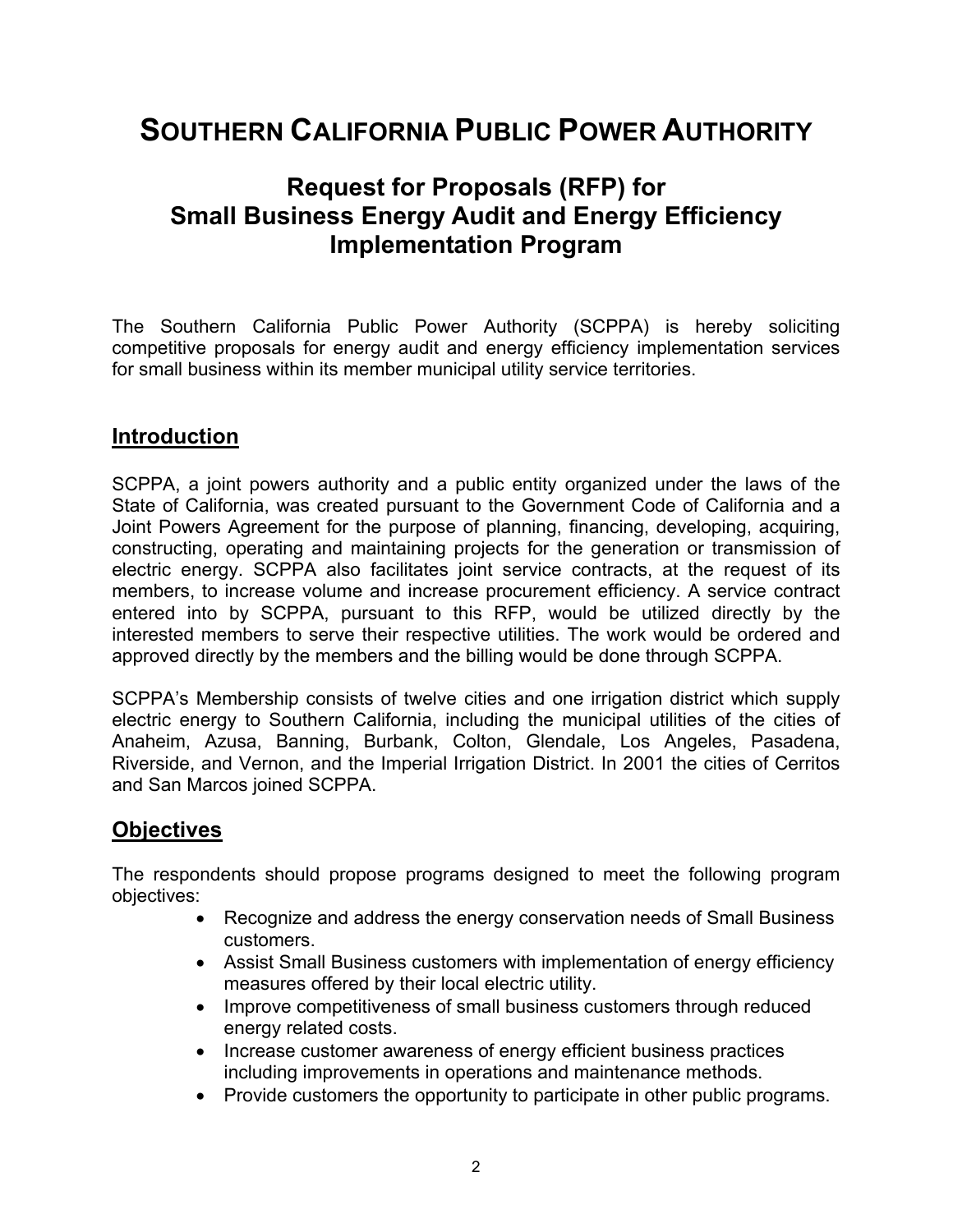# SOUTHERN CALIFORNIA PUBLIC POWER AUTHORITY

## Request for Proposals (RFP) for Small Business Energy Audit and Energy Efficiency Implementation Program

The Southern California Public Power Authority (SCPPA) is hereby soliciting competitive proposals for energy audit and energy efficiency implementation services for small business within its member municipal utility service territories.

## Introduction

SCPPA, a joint powers authority and a public entity organized under the laws of the State of California, was created pursuant to the Government Code of California and a Joint Powers Agreement for the purpose of planning, financing, developing, acquiring, constructing, operating and maintaining projects for the generation or transmission of electric energy. SCPPA also facilitates joint service contracts, at the request of its members, to increase volume and increase procurement efficiency. A service contract entered into by SCPPA, pursuant to this RFP, would be utilized directly by the interested members to serve their respective utilities. The work would be ordered and approved directly by the members and the billing would be done through SCPPA.

SCPPA's Membership consists of twelve cities and one irrigation district which supply electric energy to Southern California, including the municipal utilities of the cities of Anaheim, Azusa, Banning, Burbank, Colton, Glendale, Los Angeles, Pasadena, Riverside, and Vernon, and the Imperial Irrigation District. In 2001 the cities of Cerritos and San Marcos joined SCPPA.

## Objectives

The respondents should propose programs designed to meet the following program objectives:

- Recognize and address the energy conservation needs of Small Business customers.
- Assist Small Business customers with implementation of energy efficiency measures offered by their local electric utility.
- Improve competitiveness of small business customers through reduced energy related costs.
- Increase customer awareness of energy efficient business practices including improvements in operations and maintenance methods.
- Provide customers the opportunity to participate in other public programs.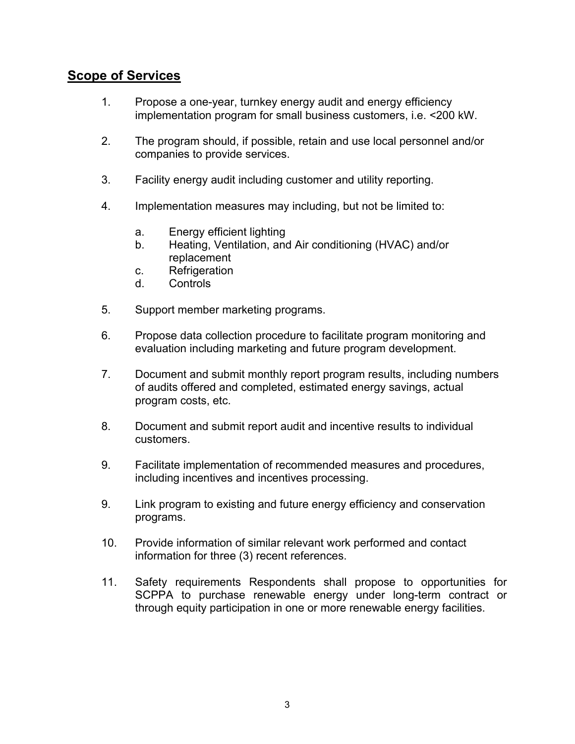## Scope of Services

1. Propose a one-year, turnkey energy audit and energy efficiency implementation program for small business customers, i.e. <200 kW.

2. The program should, if possible, retain and use local personnel and/or companies to provide services.

3. Facility energy audit including customer and utility reporting.

4. Implementation measures may including, but not be limited to:

   a. Energy efficient lighting
   b. Heating, Ventilation, and Air conditioning (HVAC) and/or replacement
   c. Refrigeration
   d. Controls

5. Support member marketing programs.

6. Propose data collection procedure to facilitate program monitoring and evaluation including marketing and future program development.

7. Document and submit monthly report program results, including numbers of audits offered and completed, estimated energy savings, actual program costs, etc.

8. Document and submit report audit and incentive results to individual customers.

9. Facilitate implementation of recommended measures and procedures, including incentives and incentives processing.

9. Link program to existing and future energy efficiency and conservation programs.

10. Provide information of similar relevant work performed and contact information for three (3) recent references.

11. Safety requirements Respondents shall propose to opportunities for SCPPA to purchase renewable energy under long-term contract or through equity participation in one or more renewable energy facilities.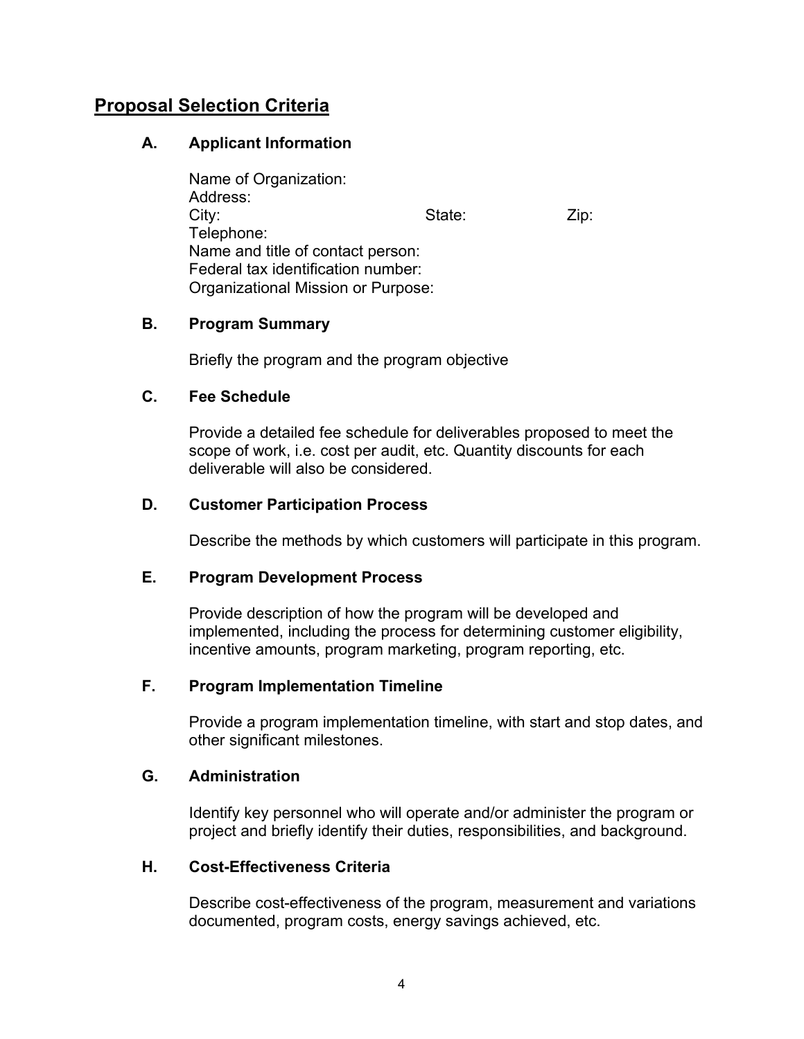## Proposal Selection Criteria

### A. Applicant Information

Name of Organization:
Address:
City: State: Zip:
Telephone:
Name and title of contact person:
Federal tax identification number:
Organizational Mission or Purpose:

### B. Program Summary

Briefly the program and the program objective

### C. Fee Schedule

Provide a detailed fee schedule for deliverables proposed to meet the scope of work, i.e. cost per audit, etc. Quantity discounts for each deliverable will also be considered.

### D. Customer Participation Process

Describe the methods by which customers will participate in this program.

### E. Program Development Process

Provide description of how the program will be developed and implemented, including the process for determining customer eligibility, incentive amounts, program marketing, program reporting, etc.

### F. Program Implementation Timeline

Provide a program implementation timeline, with start and stop dates, and other significant milestones.

### G. Administration

Identify key personnel who will operate and/or administer the program or project and briefly identify their duties, responsibilities, and background.

### H. Cost-Effectiveness Criteria

Describe cost-effectiveness of the program, measurement and variations documented, program costs, energy savings achieved, etc.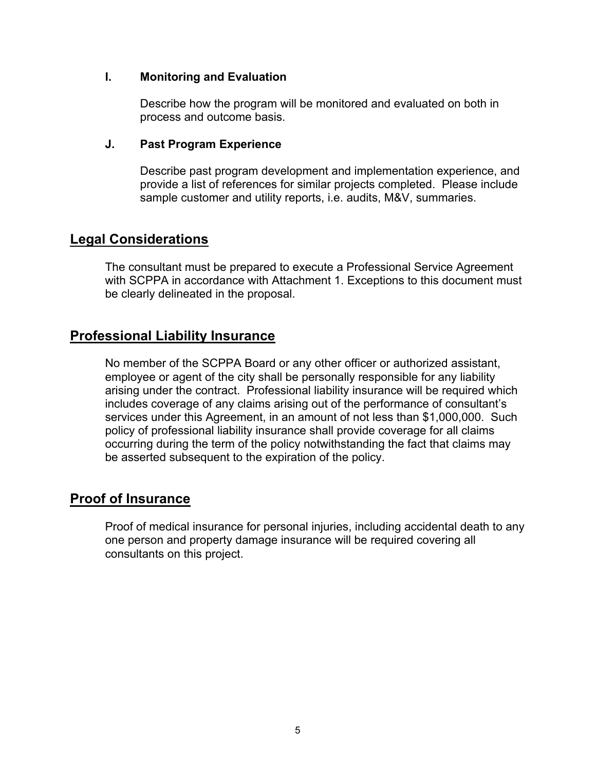### I. Monitoring and Evaluation

Describe how the program will be monitored and evaluated on both in process and outcome basis.

### J. Past Program Experience

Describe past program development and implementation experience, and provide a list of references for similar projects completed. Please include sample customer and utility reports, i.e. audits, M&V, summaries.

## Legal Considerations

The consultant must be prepared to execute a Professional Service Agreement with SCPPA in accordance with Attachment 1. Exceptions to this document must be clearly delineated in the proposal.

## Professional Liability Insurance

No member of the SCPPA Board or any other officer or authorized assistant, employee or agent of the city shall be personally responsible for any liability arising under the contract. Professional liability insurance will be required which includes coverage of any claims arising out of the performance of consultant's services under this Agreement, in an amount of not less than $1,000,000. Such policy of professional liability insurance shall provide coverage for all claims occurring during the term of the policy notwithstanding the fact that claims may be asserted subsequent to the expiration of the policy.

## Proof of Insurance

Proof of medical insurance for personal injuries, including accidental death to any one person and property damage insurance will be required covering all consultants on this project.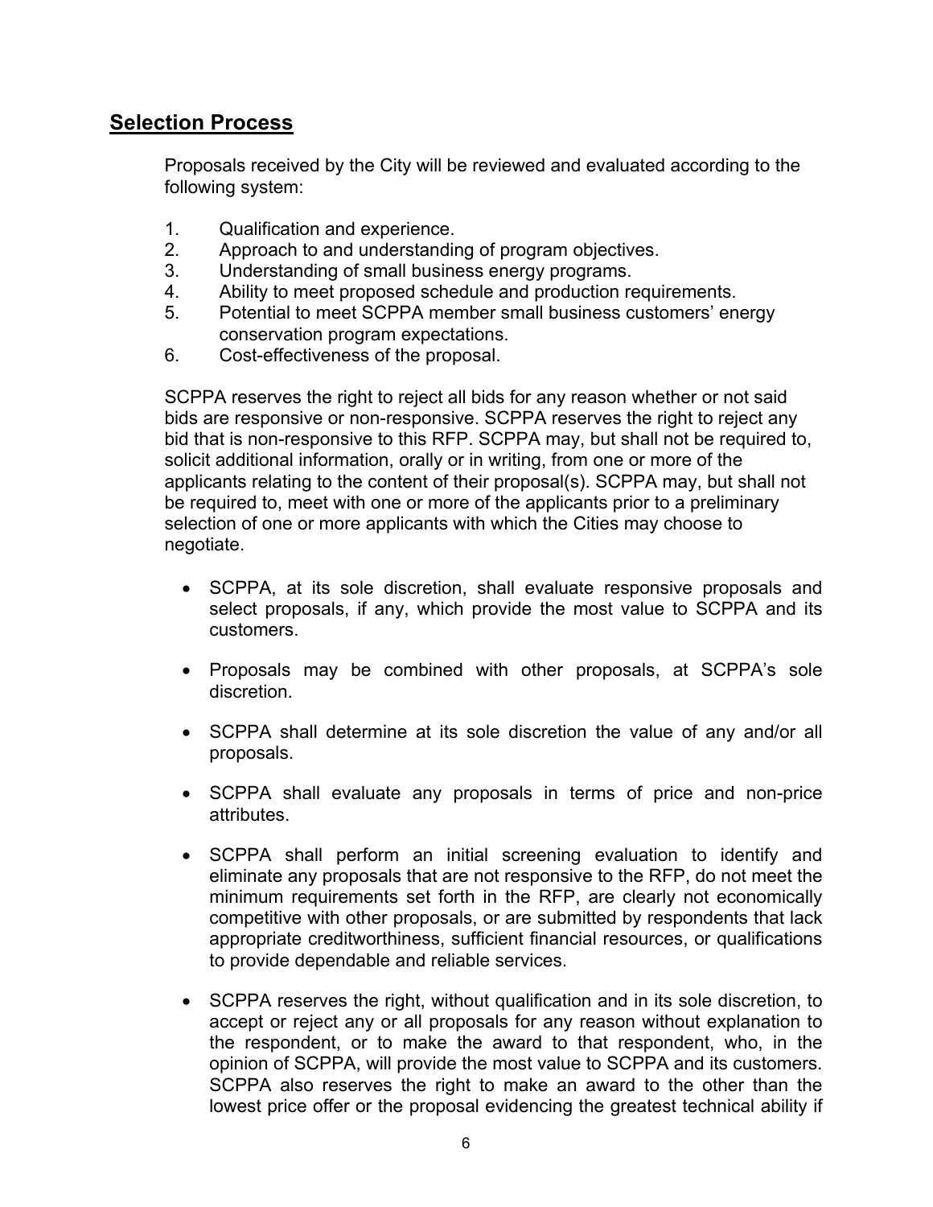## Selection Process

Proposals received by the City will be reviewed and evaluated according to the following system:

1. Qualification and experience.
2. Approach to and understanding of program objectives.
3. Understanding of small business energy programs.
4. Ability to meet proposed schedule and production requirements.
5. Potential to meet SCPPA member small business customers' energy conservation program expectations.
6. Cost-effectiveness of the proposal.

SCPPA reserves the right to reject all bids for any reason whether or not said bids are responsive or non-responsive. SCPPA reserves the right to reject any bid that is non-responsive to this RFP. SCPPA may, but shall not be required to, solicit additional information, orally or in writing, from one or more of the applicants relating to the content of their proposal(s). SCPPA may, but shall not be required to, meet with one or more of the applicants prior to a preliminary selection of one or more applicants with which the Cities may choose to negotiate.

- SCPPA, at its sole discretion, shall evaluate responsive proposals and select proposals, if any, which provide the most value to SCPPA and its customers.
- Proposals may be combined with other proposals, at SCPPA's sole discretion.
- SCPPA shall determine at its sole discretion the value of any and/or all proposals.
- SCPPA shall evaluate any proposals in terms of price and non-price attributes.
- SCPPA shall perform an initial screening evaluation to identify and eliminate any proposals that are not responsive to the RFP, do not meet the minimum requirements set forth in the RFP, are clearly not economically competitive with other proposals, or are submitted by respondents that lack appropriate creditworthiness, sufficient financial resources, or qualifications to provide dependable and reliable services.
- SCPPA reserves the right, without qualification and in its sole discretion, to accept or reject any or all proposals for any reason without explanation to the respondent, or to make the award to that respondent, who, in the opinion of SCPPA, will provide the most value to SCPPA and its customers. SCPPA also reserves the right to make an award to the other than the lowest price offer or the proposal evidencing the greatest technical ability if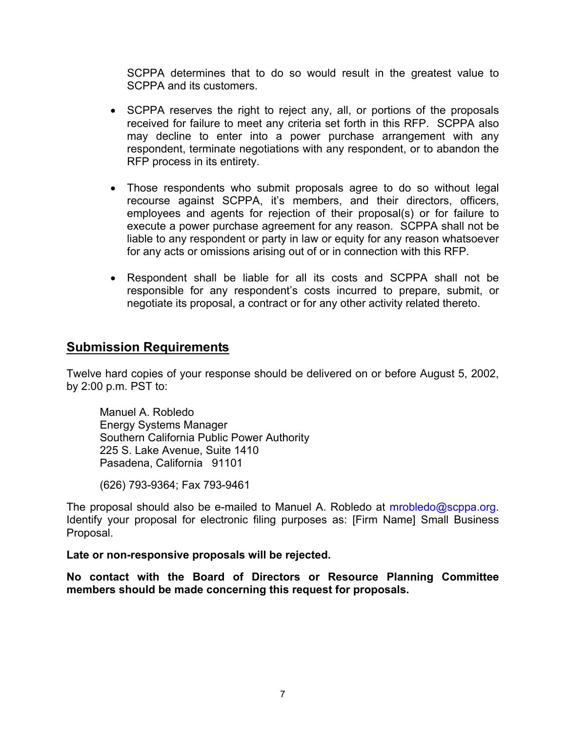SCPPA determines that to do so would result in the greatest value to SCPPA and its customers.

- SCPPA reserves the right to reject any, all, or portions of the proposals received for failure to meet any criteria set forth in this RFP. SCPPA also may decline to enter into a power purchase arrangement with any respondent, terminate negotiations with any respondent, or to abandon the RFP process in its entirety.

- Those respondents who submit proposals agree to do so without legal recourse against SCPPA, it's members, and their directors, officers, employees and agents for rejection of their proposal(s) or for failure to execute a power purchase agreement for any reason. SCPPA shall not be liable to any respondent or party in law or equity for any reason whatsoever for any acts or omissions arising out of or in connection with this RFP.

- Respondent shall be liable for all its costs and SCPPA shall not be responsible for any respondent's costs incurred to prepare, submit, or negotiate its proposal, a contract or for any other activity related thereto.

## Submission Requirements

Twelve hard copies of your response should be delivered on or before August 5, 2002, by 2:00 p.m. PST to:

Manuel A. Robledo
Energy Systems Manager
Southern California Public Power Authority
225 S. Lake Avenue, Suite 1410
Pasadena, California 91101

(626) 793-9364; Fax 793-9461

The proposal should also be e-mailed to Manuel A. Robledo at mrobledo@scppa.org. Identify your proposal for electronic filing purposes as: [Firm Name] Small Business Proposal.

**Late or non-responsive proposals will be rejected.**

**No contact with the Board of Directors or Resource Planning Committee members should be made concerning this request for proposals.**